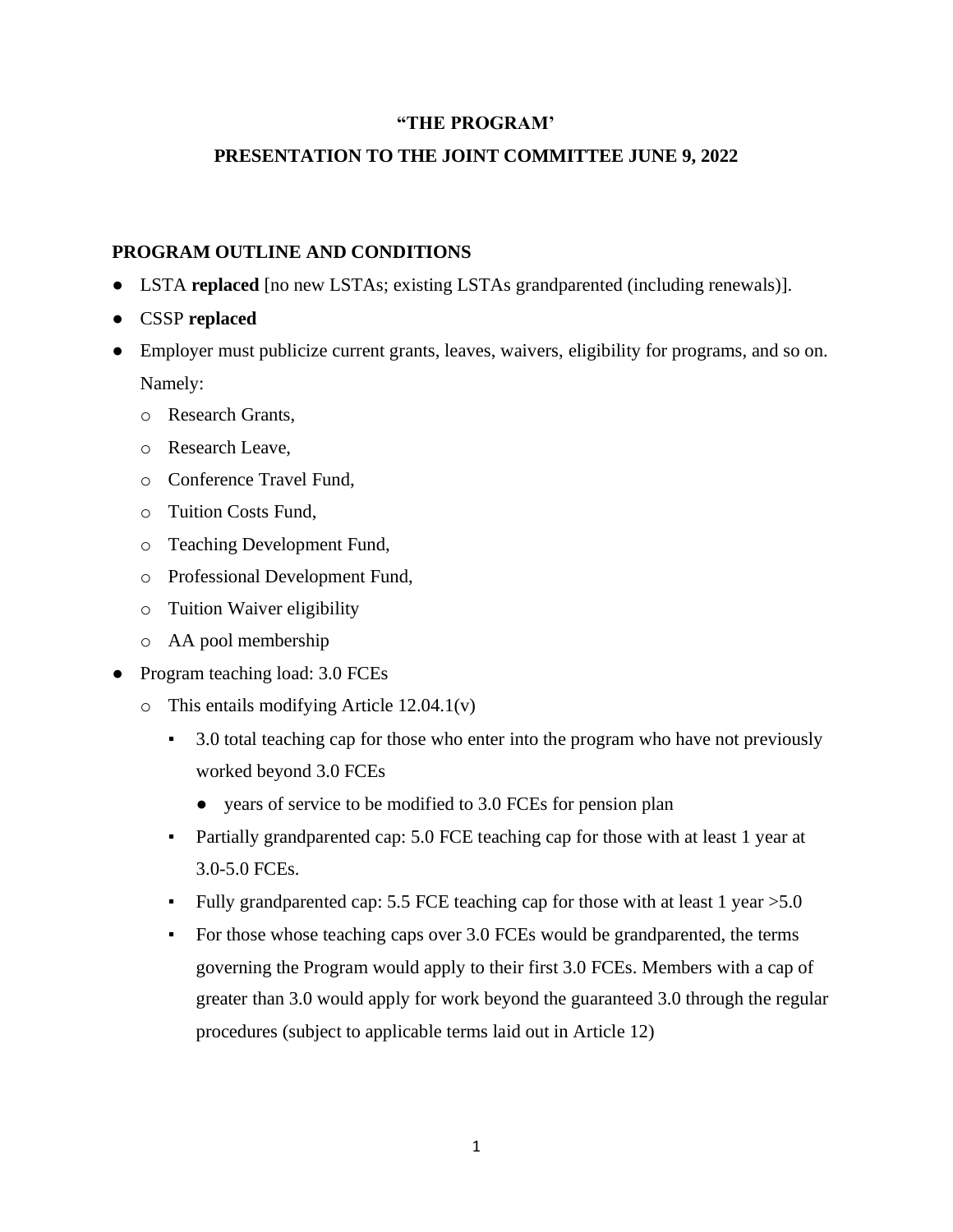**"THE PROGRAM'**

**PRESENTATION TO THE JOINT COMMITTEE JUNE 9, 2022**

**PROGRAM OUTLINE AND CONDITIONS**

- LSTA **replaced** [no new LSTAs; existing LSTAs grandparented (including renewals)].
- CSSP **replaced**
- Employer must publicize current grants, leaves, waivers, eligibility for programs, and so on. Namely:
  - Research Grants,
  - Research Leave,
  - Conference Travel Fund,
  - Tuition Costs Fund,
  - Teaching Development Fund,
  - Professional Development Fund,
  - Tuition Waiver eligibility
  - AA pool membership
- Program teaching load: 3.0 FCEs
  - This entails modifying Article 12.04.1(v)
    - 3.0 total teaching cap for those who enter into the program who have not previously worked beyond 3.0 FCEs
      - years of service to be modified to 3.0 FCEs for pension plan
    - Partially grandparented cap: 5.0 FCE teaching cap for those with at least 1 year at 3.0-5.0 FCEs.
    - Fully grandparented cap: 5.5 FCE teaching cap for those with at least 1 year >5.0
    - For those whose teaching caps over 3.0 FCEs would be grandparented, the terms governing the Program would apply to their first 3.0 FCEs. Members with a cap of greater than 3.0 would apply for work beyond the guaranteed 3.0 through the regular procedures (subject to applicable terms laid out in Article 12)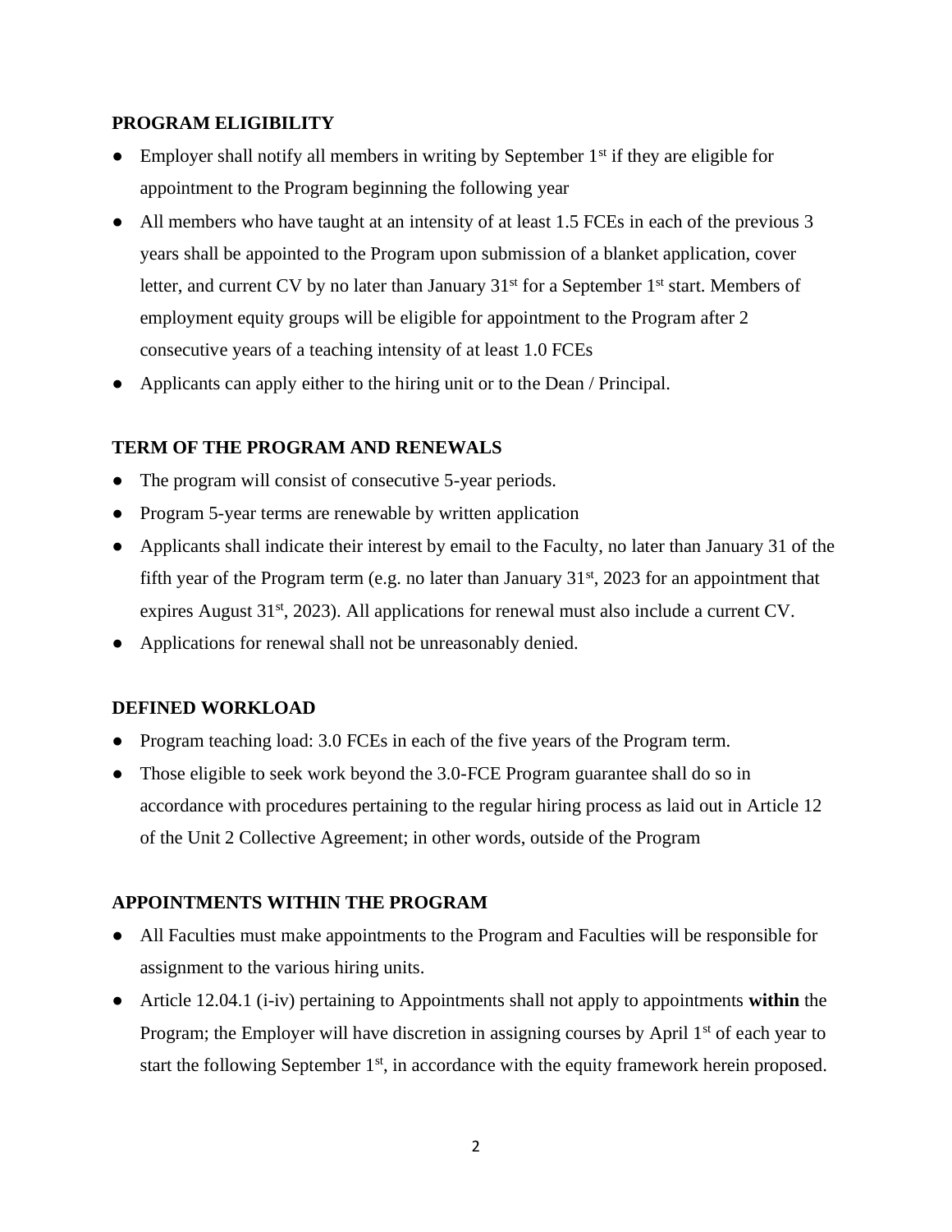## PROGRAM ELIGIBILITY

- Employer shall notify all members in writing by September 1st if they are eligible for appointment to the Program beginning the following year
- All members who have taught at an intensity of at least 1.5 FCEs in each of the previous 3 years shall be appointed to the Program upon submission of a blanket application, cover letter, and current CV by no later than January 31st for a September 1st start. Members of employment equity groups will be eligible for appointment to the Program after 2 consecutive years of a teaching intensity of at least 1.0 FCEs
- Applicants can apply either to the hiring unit or to the Dean / Principal.

## TERM OF THE PROGRAM AND RENEWALS

- The program will consist of consecutive 5-year periods.
- Program 5-year terms are renewable by written application
- Applicants shall indicate their interest by email to the Faculty, no later than January 31 of the fifth year of the Program term (e.g. no later than January 31st, 2023 for an appointment that expires August 31st, 2023). All applications for renewal must also include a current CV.
- Applications for renewal shall not be unreasonably denied.

## DEFINED WORKLOAD

- Program teaching load: 3.0 FCEs in each of the five years of the Program term.
- Those eligible to seek work beyond the 3.0-FCE Program guarantee shall do so in accordance with procedures pertaining to the regular hiring process as laid out in Article 12 of the Unit 2 Collective Agreement; in other words, outside of the Program

## APPOINTMENTS WITHIN THE PROGRAM

- All Faculties must make appointments to the Program and Faculties will be responsible for assignment to the various hiring units.
- Article 12.04.1 (i-iv) pertaining to Appointments shall not apply to appointments **within** the Program; the Employer will have discretion in assigning courses by April 1st of each year to start the following September 1st, in accordance with the equity framework herein proposed.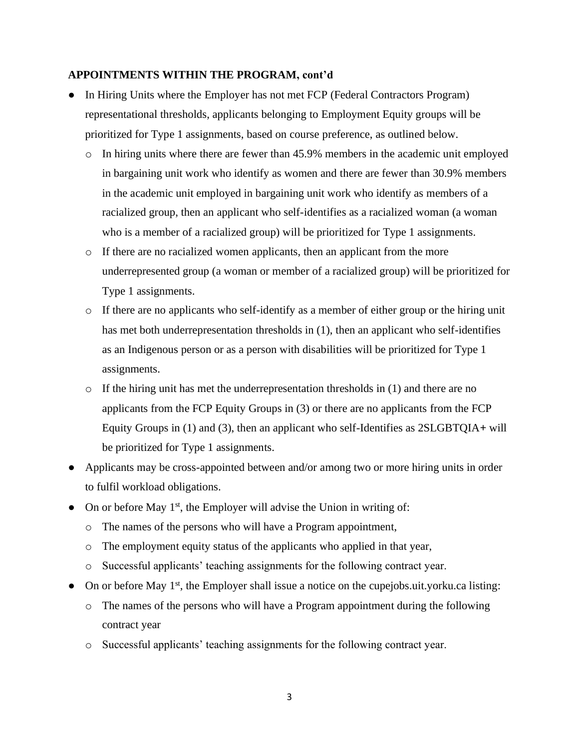**APPOINTMENTS WITHIN THE PROGRAM, cont'd**

- In Hiring Units where the Employer has not met FCP (Federal Contractors Program) representational thresholds, applicants belonging to Employment Equity groups will be prioritized for Type 1 assignments, based on course preference, as outlined below.
  - In hiring units where there are fewer than 45.9% members in the academic unit employed in bargaining unit work who identify as women and there are fewer than 30.9% members in the academic unit employed in bargaining unit work who identify as members of a racialized group, then an applicant who self-identifies as a racialized woman (a woman who is a member of a racialized group) will be prioritized for Type 1 assignments.
  - If there are no racialized women applicants, then an applicant from the more underrepresented group (a woman or member of a racialized group) will be prioritized for Type 1 assignments.
  - If there are no applicants who self-identify as a member of either group or the hiring unit has met both underrepresentation thresholds in (1), then an applicant who self-identifies as an Indigenous person or as a person with disabilities will be prioritized for Type 1 assignments.
  - If the hiring unit has met the underrepresentation thresholds in (1) and there are no applicants from the FCP Equity Groups in (3) or there are no applicants from the FCP Equity Groups in (1) and (3), then an applicant who self-Identifies as 2SLGBTQIA+ will be prioritized for Type 1 assignments.
- Applicants may be cross-appointed between and/or among two or more hiring units in order to fulfil workload obligations.
- On or before May 1st, the Employer will advise the Union in writing of:
  - The names of the persons who will have a Program appointment,
  - The employment equity status of the applicants who applied in that year,
  - Successful applicants' teaching assignments for the following contract year.
- On or before May 1st, the Employer shall issue a notice on the cupejobs.uit.yorku.ca listing:
  - The names of the persons who will have a Program appointment during the following contract year
  - Successful applicants' teaching assignments for the following contract year.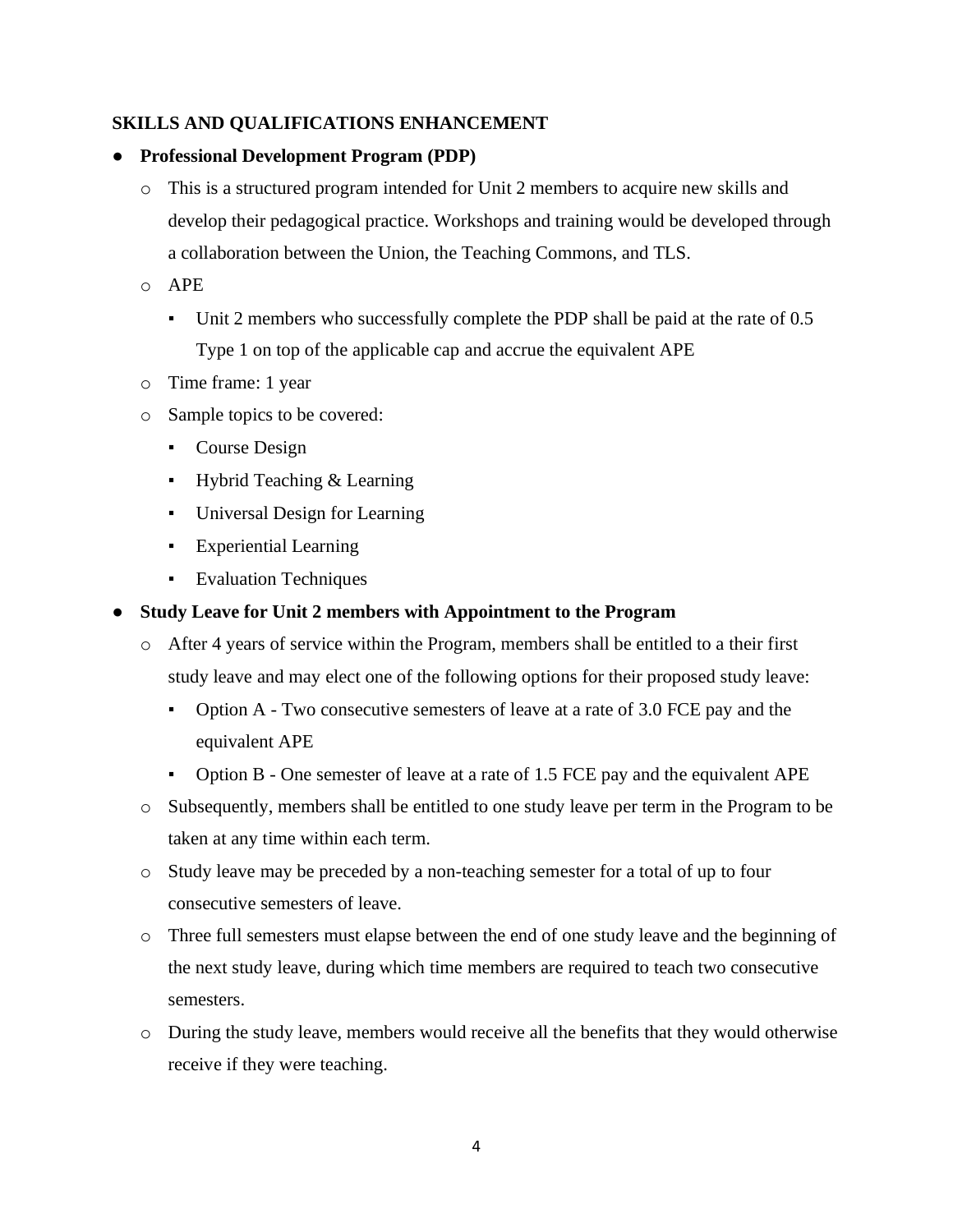**SKILLS AND QUALIFICATIONS ENHANCEMENT**

- **Professional Development Program (PDP)**
  - This is a structured program intended for Unit 2 members to acquire new skills and develop their pedagogical practice. Workshops and training would be developed through a collaboration between the Union, the Teaching Commons, and TLS.
  - APE
    - Unit 2 members who successfully complete the PDP shall be paid at the rate of 0.5 Type 1 on top of the applicable cap and accrue the equivalent APE
  - Time frame: 1 year
  - Sample topics to be covered:
    - Course Design
    - Hybrid Teaching & Learning
    - Universal Design for Learning
    - Experiential Learning
    - Evaluation Techniques
- **Study Leave for Unit 2 members with Appointment to the Program**
  - After 4 years of service within the Program, members shall be entitled to a their first study leave and may elect one of the following options for their proposed study leave:
    - Option A - Two consecutive semesters of leave at a rate of 3.0 FCE pay and the equivalent APE
    - Option B - One semester of leave at a rate of 1.5 FCE pay and the equivalent APE
  - Subsequently, members shall be entitled to one study leave per term in the Program to be taken at any time within each term.
  - Study leave may be preceded by a non-teaching semester for a total of up to four consecutive semesters of leave.
  - Three full semesters must elapse between the end of one study leave and the beginning of the next study leave, during which time members are required to teach two consecutive semesters.
  - During the study leave, members would receive all the benefits that they would otherwise receive if they were teaching.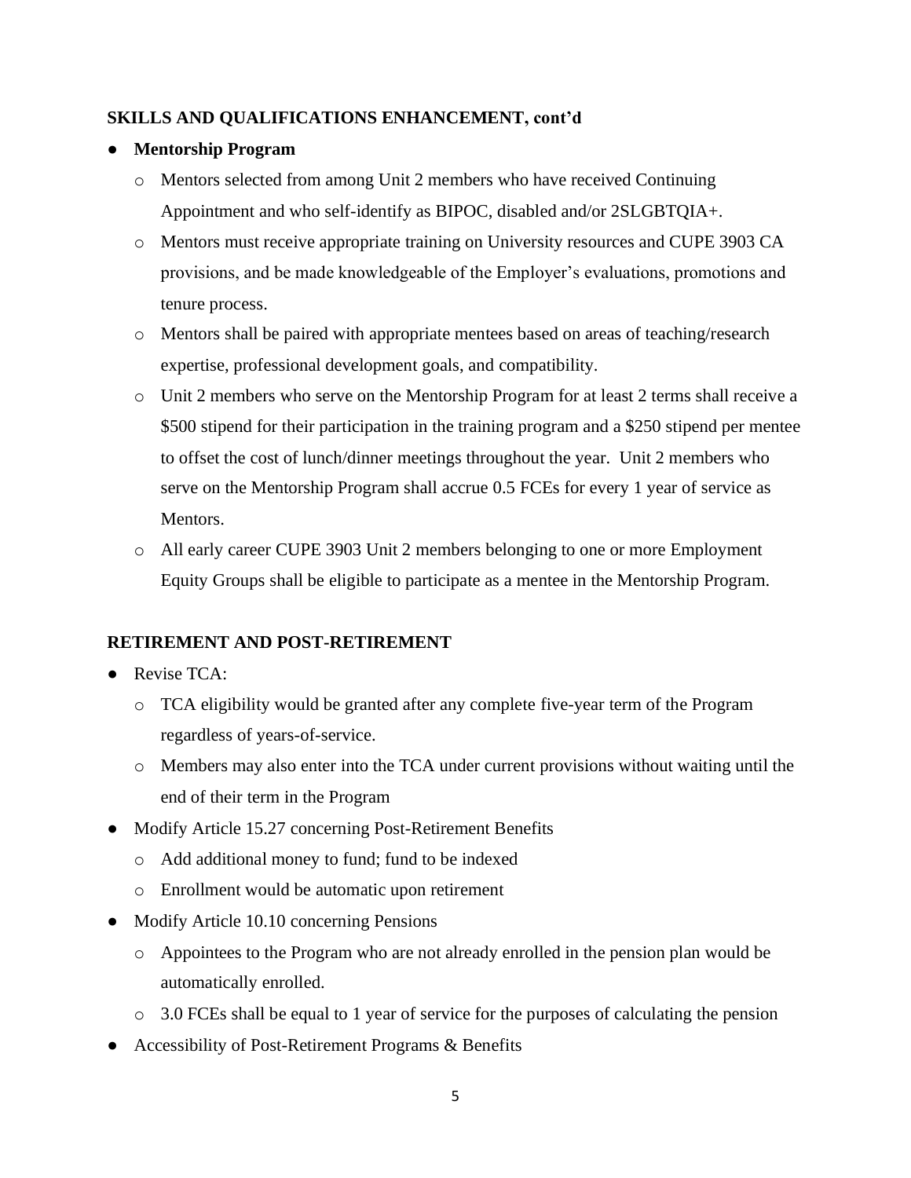**SKILLS AND QUALIFICATIONS ENHANCEMENT, cont'd**

- **Mentorship Program**
  - Mentors selected from among Unit 2 members who have received Continuing Appointment and who self-identify as BIPOC, disabled and/or 2SLGBTQIA+.
  - Mentors must receive appropriate training on University resources and CUPE 3903 CA provisions, and be made knowledgeable of the Employer's evaluations, promotions and tenure process.
  - Mentors shall be paired with appropriate mentees based on areas of teaching/research expertise, professional development goals, and compatibility.
  - Unit 2 members who serve on the Mentorship Program for at least 2 terms shall receive a \$500 stipend for their participation in the training program and a \$250 stipend per mentee to offset the cost of lunch/dinner meetings throughout the year. Unit 2 members who serve on the Mentorship Program shall accrue 0.5 FCEs for every 1 year of service as Mentors.
  - All early career CUPE 3903 Unit 2 members belonging to one or more Employment Equity Groups shall be eligible to participate as a mentee in the Mentorship Program.

**RETIREMENT AND POST-RETIREMENT**

- Revise TCA:
  - TCA eligibility would be granted after any complete five-year term of the Program regardless of years-of-service.
  - Members may also enter into the TCA under current provisions without waiting until the end of their term in the Program
- Modify Article 15.27 concerning Post-Retirement Benefits
  - Add additional money to fund; fund to be indexed
  - Enrollment would be automatic upon retirement
- Modify Article 10.10 concerning Pensions
  - Appointees to the Program who are not already enrolled in the pension plan would be automatically enrolled.
  - 3.0 FCEs shall be equal to 1 year of service for the purposes of calculating the pension
- Accessibility of Post-Retirement Programs & Benefits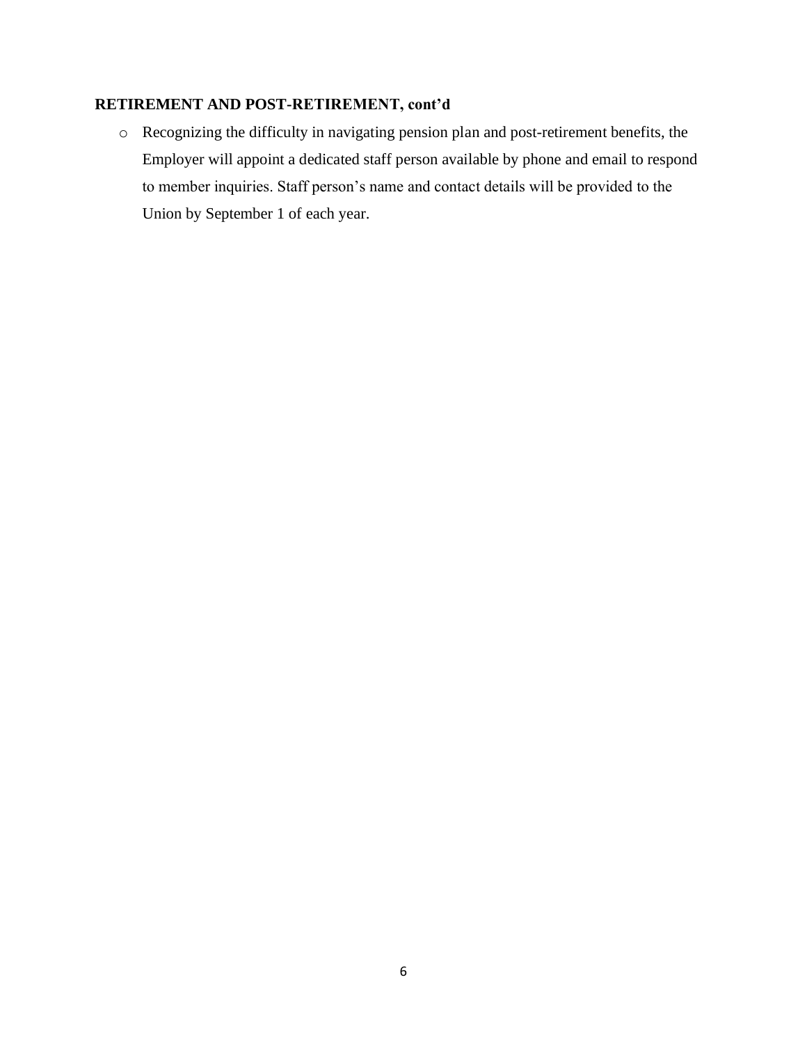**RETIREMENT AND POST-RETIREMENT, cont'd**

- Recognizing the difficulty in navigating pension plan and post-retirement benefits, the Employer will appoint a dedicated staff person available by phone and email to respond to member inquiries. Staff person's name and contact details will be provided to the Union by September 1 of each year.